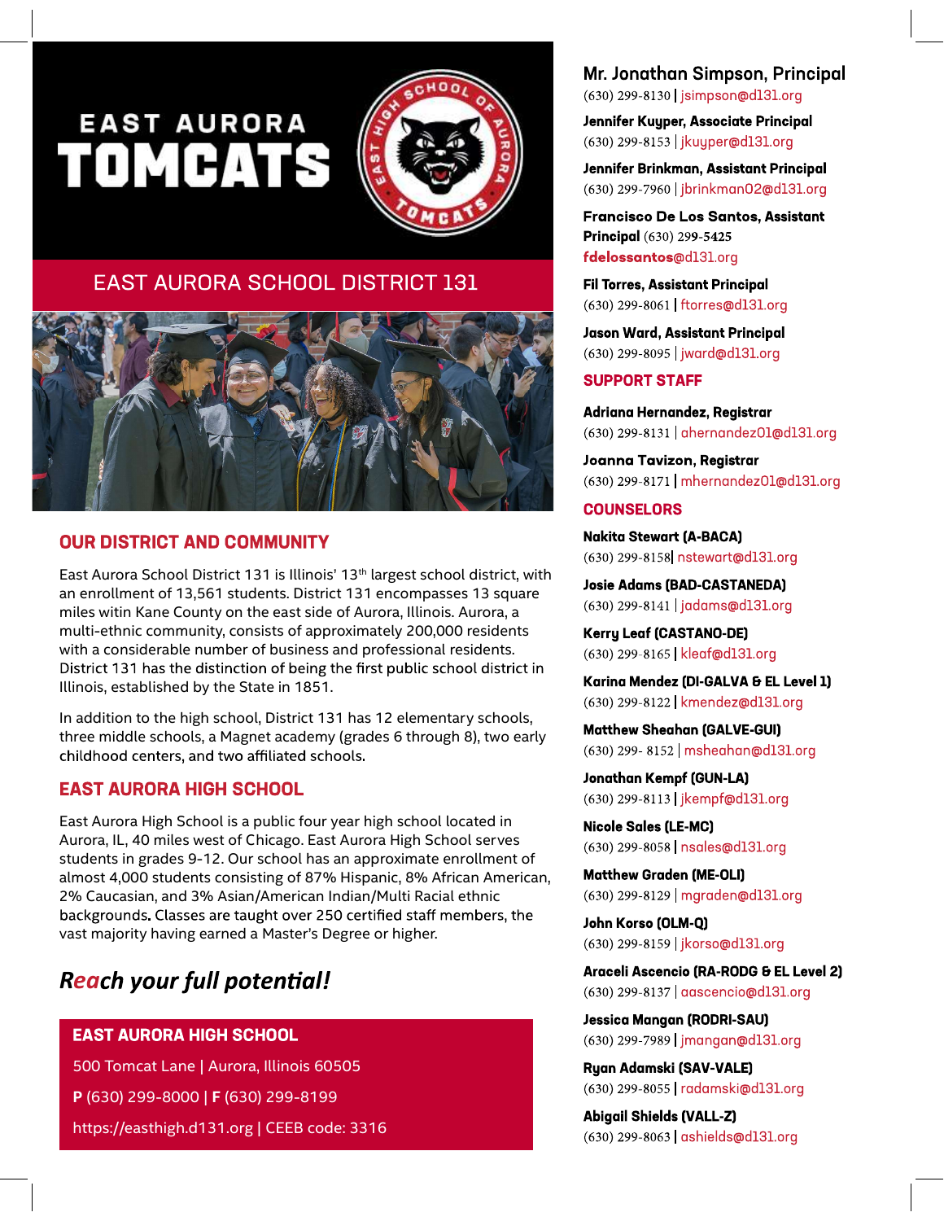# EAST AURORA TOMCATS

## EAST AURORA SCHOOL DISTRICT 131

## OUR DISTRICT AND COMMUNITY

East Aurora School District 131 is Illinois' 13th largest school district, with an enrollment of 13,561 students. District 131 encompasses 13 square miles witin Kane County on the east side of Aurora, Illinois. Aurora, a multi-ethnic community, consists of approximately 200,000 residents with a considerable number of business and professional residents. District 131 has the distinction of being the first public school district in Illinois, established by the State in 1851.

In addition to the high school, District 131 has 12 elementary schools, three middle schools, a Magnet academy (grades 6 through 8), two early childhood centers, and two affiliated schools.

## EAST AURORA HIGH SCHOOL

East Aurora High School is a public four year high school located in Aurora, IL, 40 miles west of Chicago. East Aurora High School serves students in grades 9-12. Our school has an approximate enrollment of almost 4,000 students consisting of 87% Hispanic, 8% African American, 2% Caucasian, and 3% Asian/American Indian/Multi Racial ethnic backgrounds. Classes are taught over 250 certified staff members, the vast majority having earned a Master's Degree or higher.

***Reach your full potential!***

**EAST AURORA HIGH SCHOOL**
500 Tomcat Lane | Aurora, Illinois 60505
**P** (630) 299-8000 | **F** (630) 299-8199
https://easthigh.d131.org | CEEB code: 3316

**Mr. Jonathan Simpson, Principal**
(630) 299-8130 | jsimpson@d131.org

**Jennifer Kuyper, Associate Principal**
(630) 299-8153 | jkuyper@d131.org

**Jennifer Brinkman, Assistant Principal**
(630) 299-7960 | jbrinkman02@d131.org

**Francisco De Los Santos, Assistant Principal** (630) 299-5425
fdelossantos@d131.org

**Fil Torres, Assistant Principal**
(630) 299-8061 | ftorres@d131.org

**Jason Ward, Assistant Principal**
(630) 299-8095 | jward@d131.org

### SUPPORT STAFF

**Adriana Hernandez, Registrar**
(630) 299-8131 | ahernandez01@d131.org

**Joanna Tavizon, Registrar**
(630) 299-8171 | mhernandez01@d131.org

### COUNSELORS

**Nakita Stewart (A-BACA)**
(630) 299-8158| nstewart@d131.org

**Josie Adams (BAD-CASTANEDA)**
(630) 299-8141 | jadams@d131.org

**Kerry Leaf (CASTANO-DE)**
(630) 299-8165 | kleaf@d131.org

**Karina Mendez (DI-GALVA & EL Level 1)**
(630) 299-8122 | kmendez@d131.org

**Matthew Sheahan (GALVE-GUI)**
(630) 299- 8152 | msheahan@d131.org

**Jonathan Kempf (GUN-LA)**
(630) 299-8113 | jkempf@d131.org

**Nicole Sales (LE-MC)**
(630) 299-8058 | nsales@d131.org

**Matthew Graden (ME-OLI)**
(630) 299-8129 | mgraden@d131.org

**John Korso (OLM-Q)**
(630) 299-8159 | jkorso@d131.org

**Araceli Ascencio (RA-RODG & EL Level 2)**
(630) 299-8137 | aascencio@d131.org

**Jessica Mangan (RODRI-SAU)**
(630) 299-7989 | jmangan@d131.org

**Ryan Adamski (SAV-VALE)**
(630) 299-8055 | radamski@d131.org

**Abigail Shields (VALL-Z)**
(630) 299-8063 | ashields@d131.org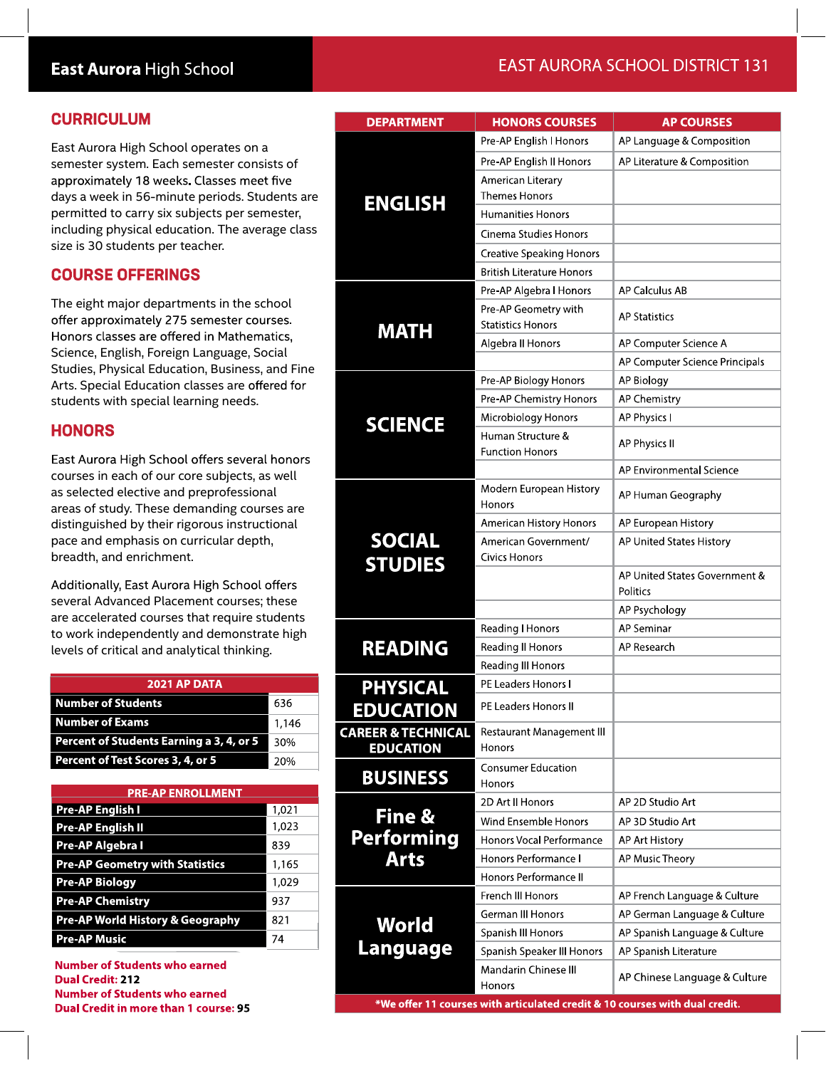**East Aurora** High School

EAST AURORA SCHOOL DISTRICT 131

## CURRICULUM

East Aurora High School operates on a semester system. Each semester consists of approximately 18 weeks. Classes meet five days a week in 56-minute periods. Students are permitted to carry six subjects per semester, including physical education. The average class size is 30 students per teacher.

## COURSE OFFERINGS

The eight major departments in the school offer approximately 275 semester courses. Honors classes are offered in Mathematics, Science, English, Foreign Language, Social Studies, Physical Education, Business, and Fine Arts. Special Education classes are offered for students with special learning needs.

## HONORS

East Aurora High School offers several honors courses in each of our core subjects, as well as selected elective and preprofessional areas of study. These demanding courses are distinguished by their rigorous instructional pace and emphasis on curricular depth, breadth, and enrichment.

Additionally, East Aurora High School offers several Advanced Placement courses; these are accelerated courses that require students to work independently and demonstrate high levels of critical and analytical thinking.

| 2021 AP DATA | |
|---|---|
| Number of Students | 636 |
| Number of Exams | 1,146 |
| Percent of Students Earning a 3, 4, or 5 | 30% |
| Percent of Test Scores 3, 4, or 5 | 20% |

| PRE-AP ENROLLMENT | |
|---|---|
| Pre-AP English I | 1,021 |
| Pre-AP English II | 1,023 |
| Pre-AP Algebra I | 839 |
| Pre-AP Geometry with Statistics | 1,165 |
| Pre-AP Biology | 1,029 |
| Pre-AP Chemistry | 937 |
| Pre-AP World History & Geography | 821 |
| Pre-AP Music | 74 |

**Number of Students who earned Dual Credit: 212**
**Number of Students who earned Dual Credit in more than 1 course: 95**

| DEPARTMENT | HONORS COURSES | AP COURSES |
|---|---|---|
| ENGLISH | Pre-AP English I Honors | AP Language & Composition |
| | Pre-AP English II Honors | AP Literature & Composition |
| | American Literary Themes Honors | |
| | Humanities Honors | |
| | Cinema Studies Honors | |
| | Creative Speaking Honors | |
| | British Literature Honors | |
| MATH | Pre-AP Algebra I Honors | AP Calculus AB |
| | Pre-AP Geometry with Statistics Honors | AP Statistics |
| | Algebra II Honors | AP Computer Science A |
| | | AP Computer Science Principals |
| SCIENCE | Pre-AP Biology Honors | AP Biology |
| | Pre-AP Chemistry Honors | AP Chemistry |
| | Microbiology Honors | AP Physics I |
| | Human Structure & Function Honors | AP Physics II |
| | | AP Environmental Science |
| SOCIAL STUDIES | Modern European History Honors | AP Human Geography |
| | American History Honors | AP European History |
| | American Government/ Civics Honors | AP United States History |
| | | AP United States Government & Politics |
| | | AP Psychology |
| READING | Reading I Honors | AP Seminar |
| | Reading II Honors | AP Research |
| | Reading III Honors | |
| PHYSICAL EDUCATION | PE Leaders Honors I | |
| | PE Leaders Honors II | |
| CAREER & TECHNICAL EDUCATION | Restaurant Management III Honors | |
| BUSINESS | Consumer Education Honors | |
| Fine & Performing Arts | 2D Art II Honors | AP 2D Studio Art |
| | Wind Ensemble Honors | AP 3D Studio Art |
| | Honors Vocal Performance | AP Art History |
| | Honors Performance I | AP Music Theory |
| | Honors Performance II | |
| World Language | French III Honors | AP French Language & Culture |
| | German III Honors | AP German Language & Culture |
| | Spanish III Honors | AP Spanish Language & Culture |
| | Spanish Speaker III Honors | AP Spanish Literature |
| | Mandarin Chinese III Honors | AP Chinese Language & Culture |

*We offer 11 courses with articulated credit & 10 courses with dual credit.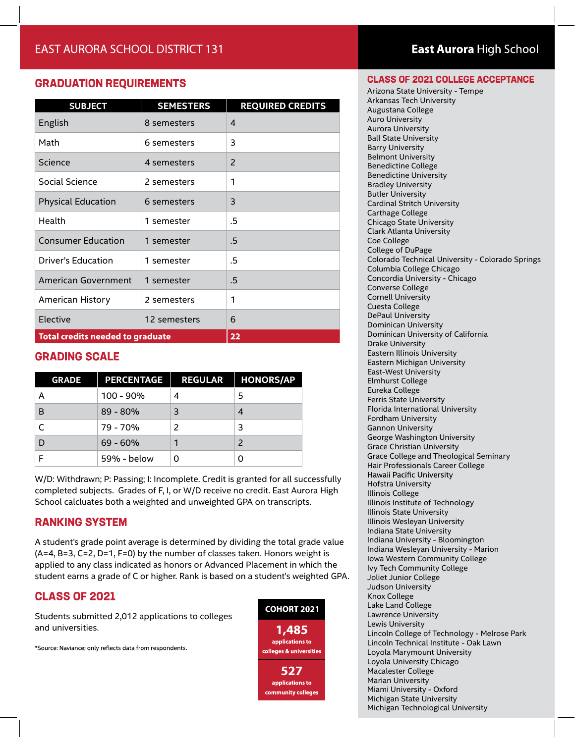EAST AURORA SCHOOL DISTRICT 131

**East Aurora** High School

## GRADUATION REQUIREMENTS

| SUBJECT | SEMESTERS | REQUIRED CREDITS |
|---|---|---|
| English | 8 semesters | 4 |
| Math | 6 semesters | 3 |
| Science | 4 semesters | 2 |
| Social Science | 2 semesters | 1 |
| Physical Education | 6 semesters | 3 |
| Health | 1 semester | .5 |
| Consumer Education | 1 semester | .5 |
| Driver's Education | 1 semester | .5 |
| American Government | 1 semester | .5 |
| American History | 2 semesters | 1 |
| Elective | 12 semesters | 6 |
| **Total credits needed to graduate** | | **22** |

## GRADING SCALE

| GRADE | PERCENTAGE | REGULAR | HONORS/AP |
|---|---|---|---|
| A | 100 - 90% | 4 | 5 |
| B | 89 - 80% | 3 | 4 |
| C | 79 - 70% | 2 | 3 |
| D | 69 - 60% | 1 | 2 |
| F | 59% - below | 0 | 0 |

W/D: Withdrawn; P: Passing; I: Incomplete. Credit is granted for all successfully completed subjects. Grades of F, I, or W/D receive no credit. East Aurora High School calcluates both a weighted and unweighted GPA on transcripts.

## RANKING SYSTEM

A student's grade point average is determined by dividing the total grade value (A=4, B=3, C=2, D=1, F=0) by the number of classes taken. Honors weight is applied to any class indicated as honors or Advanced Placement in which the student earns a grade of C or higher. Rank is based on a student's weighted GPA.

## CLASS OF 2021

Students submitted 2,012 applications to colleges and universities.

*Source: Naviance; only reflects data from respondents.

**COHORT 2021**

**1,485** applications to colleges & universities

**527** applications to community colleges

## CLASS OF 2021 COLLEGE ACCEPTANCE

Arizona State University - Tempe
Arkansas Tech University
Augustana College
Auro University
Aurora University
Ball State University
Barry University
Belmont University
Benedictine College
Benedictine University
Bradley University
Butler University
Cardinal Stritch University
Carthage College
Chicago State University
Clark Atlanta University
Coe College
College of DuPage
Colorado Technical University - Colorado Springs
Columbia College Chicago
Concordia University - Chicago
Converse College
Cornell University
Cuesta College
DePaul University
Dominican University
Dominican University of California
Drake University
Eastern Illinois University
Eastern Michigan University
East-West University
Elmhurst College
Eureka College
Ferris State University
Florida International University
Fordham University
Gannon University
George Washington University
Grace Christian University
Grace College and Theological Seminary
Hair Professionals Career College
Hawaii Pacific University
Hofstra University
Illinois College
Illinois Institute of Technology
Illinois State University
Illinois Wesleyan University
Indiana State University
Indiana University - Bloomington
Indiana Wesleyan University - Marion
Iowa Western Community College
Ivy Tech Community College
Joliet Junior College
Judson University
Knox College
Lake Land College
Lawrence University
Lewis University
Lincoln College of Technology - Melrose Park
Lincoln Technical Institute - Oak Lawn
Loyola Marymount University
Loyola University Chicago
Macalester College
Marian University
Miami University - Oxford
Michigan State University
Michigan Technological University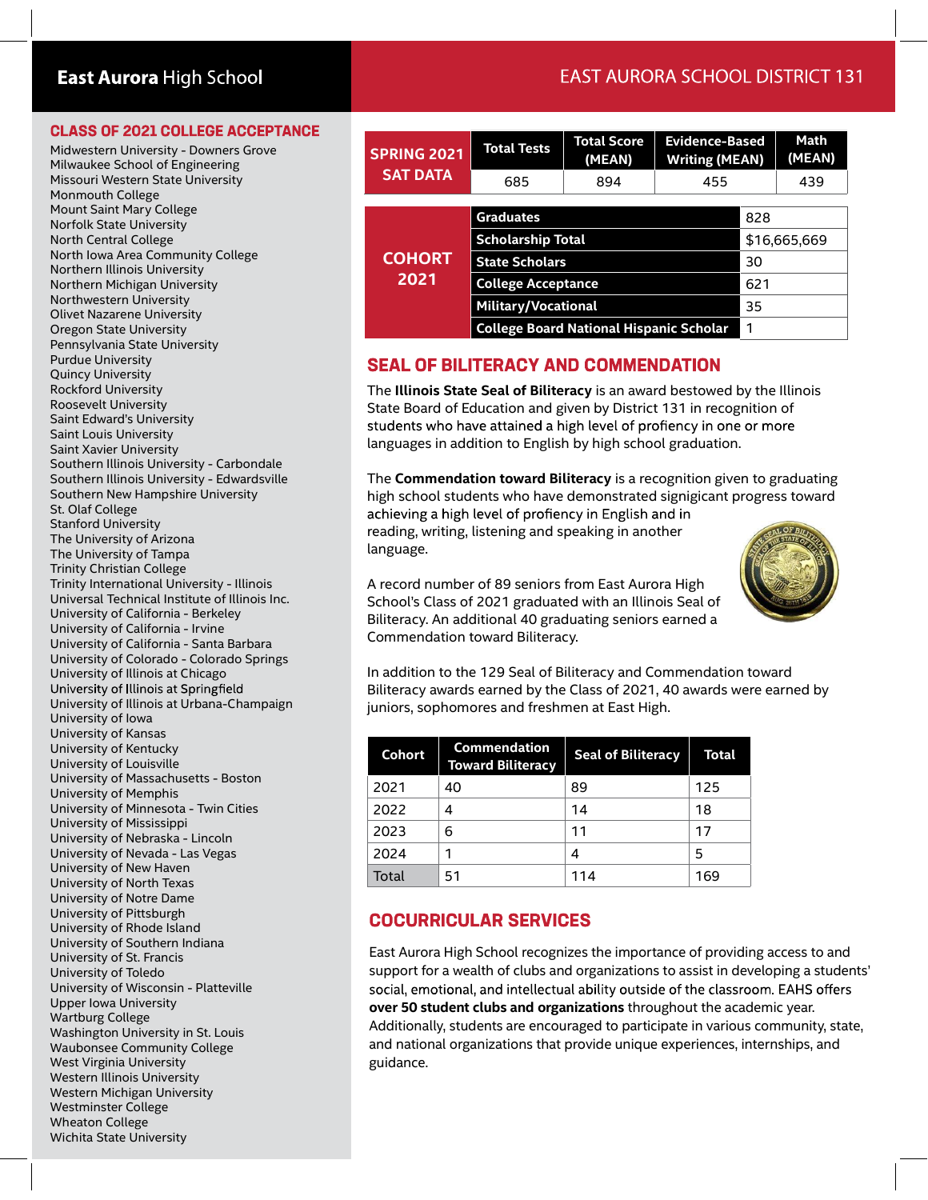# East Aurora High School

## EAST AURORA SCHOOL DISTRICT 131

### CLASS OF 2021 COLLEGE ACCEPTANCE

Midwestern University - Downers Grove
Milwaukee School of Engineering
Missouri Western State University
Monmouth College
Mount Saint Mary College
Norfolk State University
North Central College
North Iowa Area Community College
Northern Illinois University
Northern Michigan University
Northwestern University
Olivet Nazarene University
Oregon State University
Pennsylvania State University
Purdue University
Quincy University
Rockford University
Roosevelt University
Saint Edward's University
Saint Louis University
Saint Xavier University
Southern Illinois University - Carbondale
Southern Illinois University - Edwardsville
Southern New Hampshire University
St. Olaf College
Stanford University
The University of Arizona
The University of Tampa
Trinity Christian College
Trinity International University - Illinois
Universal Technical Institute of Illinois Inc.
University of California - Berkeley
University of California - Irvine
University of California - Santa Barbara
University of Colorado - Colorado Springs
University of Illinois at Chicago
University of Illinois at Springfield
University of Illinois at Urbana-Champaign
University of Iowa
University of Kansas
University of Kentucky
University of Louisville
University of Massachusetts - Boston
University of Memphis
University of Minnesota - Twin Cities
University of Mississippi
University of Nebraska - Lincoln
University of Nevada - Las Vegas
University of New Haven
University of North Texas
University of Notre Dame
University of Pittsburgh
University of Rhode Island
University of Southern Indiana
University of St. Francis
University of Toledo
University of Wisconsin - Platteville
Upper Iowa University
Wartburg College
Washington University in St. Louis
Waubonsee Community College
West Virginia University
Western Illinois University
Western Michigan University
Westminster College
Wheaton College
Wichita State University

| SPRING 2021 SAT DATA | Total Tests | Total Score (MEAN) | Evidence-Based Writing (MEAN) | Math (MEAN) |
|---|---|---|---|---|
| | 685 | 894 | 455 | 439 |

| COHORT 2021 | |
|---|---|
| Graduates | 828 |
| Scholarship Total | $16,665,669 |
| State Scholars | 30 |
| College Acceptance | 621 |
| Military/Vocational | 35 |
| College Board National Hispanic Scholar | 1 |

### SEAL OF BILITERACY AND COMMENDATION

The **Illinois State Seal of Biliteracy** is an award bestowed by the Illinois State Board of Education and given by District 131 in recognition of students who have attained a high level of profiency in one or more languages in addition to English by high school graduation.

The **Commendation toward Biliteracy** is a recognition given to graduating high school students who have demonstrated signigicant progress toward achieving a high level of profiency in English and in reading, writing, listening and speaking in another language.

A record number of 89 seniors from East Aurora High School's Class of 2021 graduated with an Illinois Seal of Biliteracy. An additional 40 graduating seniors earned a Commendation toward Biliteracy.

In addition to the 129 Seal of Biliteracy and Commendation toward Biliteracy awards earned by the Class of 2021, 40 awards were earned by juniors, sophomores and freshmen at East High.

| Cohort | Commendation Toward Biliteracy | Seal of Biliteracy | Total |
|---|---|---|---|
| 2021 | 40 | 89 | 125 |
| 2022 | 4 | 14 | 18 |
| 2023 | 6 | 11 | 17 |
| 2024 | 1 | 4 | 5 |
| Total | 51 | 114 | 169 |

### COCURRICULAR SERVICES

East Aurora High School recognizes the importance of providing access to and support for a wealth of clubs and organizations to assist in developing a students' social, emotional, and intellectual ability outside of the classroom. EAHS offers **over 50 student clubs and organizations** throughout the academic year. Additionally, students are encouraged to participate in various community, state, and national organizations that provide unique experiences, internships, and guidance.